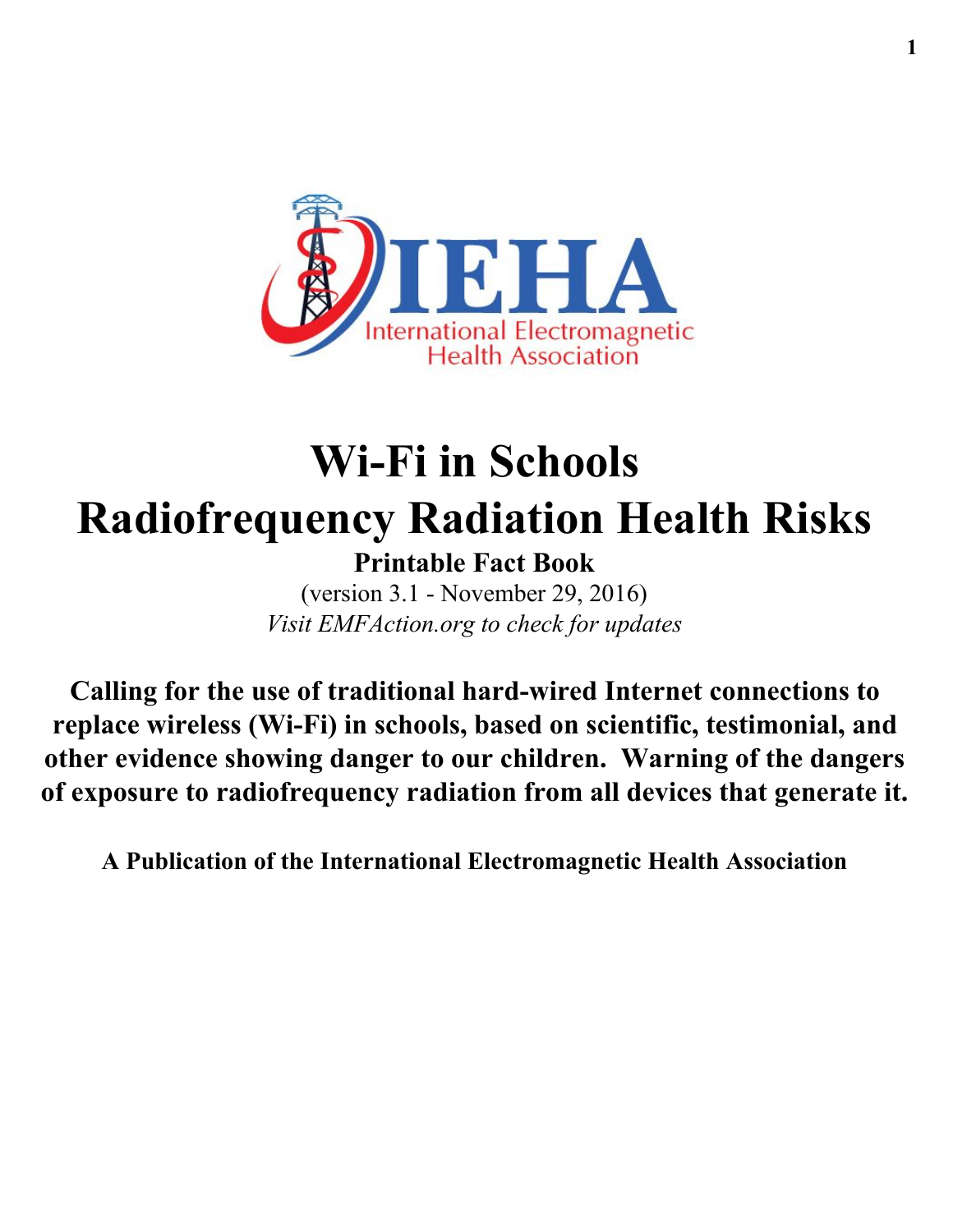IEHA

International Electromagnetic Health Association

# Wi-Fi in Schools
# Radiofrequency Radiation Health Risks

**Printable Fact Book**

(version 3.1 - November 29, 2016)

*Visit EMFAction.org to check for updates*

**Calling for the use of traditional hard-wired Internet connections to replace wireless (Wi-Fi) in schools, based on scientific, testimonial, and other evidence showing danger to our children. Warning of the dangers of exposure to radiofrequency radiation from all devices that generate it.**

**A Publication of the International Electromagnetic Health Association**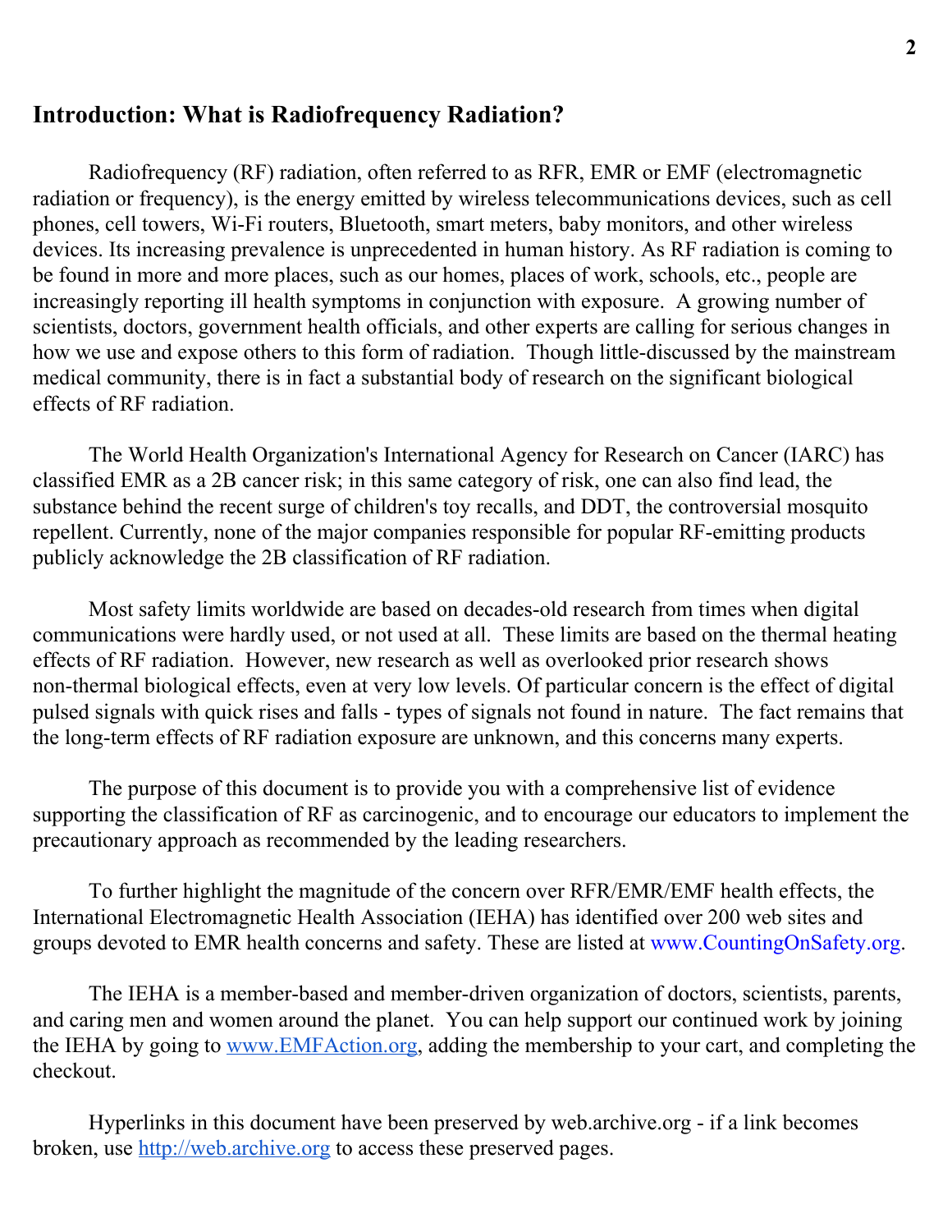## Introduction: What is Radiofrequency Radiation?

Radiofrequency (RF) radiation, often referred to as RFR, EMR or EMF (electromagnetic radiation or frequency), is the energy emitted by wireless telecommunications devices, such as cell phones, cell towers, Wi-Fi routers, Bluetooth, smart meters, baby monitors, and other wireless devices. Its increasing prevalence is unprecedented in human history. As RF radiation is coming to be found in more and more places, such as our homes, places of work, schools, etc., people are increasingly reporting ill health symptoms in conjunction with exposure. A growing number of scientists, doctors, government health officials, and other experts are calling for serious changes in how we use and expose others to this form of radiation. Though little-discussed by the mainstream medical community, there is in fact a substantial body of research on the significant biological effects of RF radiation.

The World Health Organization's International Agency for Research on Cancer (IARC) has classified EMR as a 2B cancer risk; in this same category of risk, one can also find lead, the substance behind the recent surge of children's toy recalls, and DDT, the controversial mosquito repellent. Currently, none of the major companies responsible for popular RF-emitting products publicly acknowledge the 2B classification of RF radiation.

Most safety limits worldwide are based on decades-old research from times when digital communications were hardly used, or not used at all. These limits are based on the thermal heating effects of RF radiation. However, new research as well as overlooked prior research shows non-thermal biological effects, even at very low levels. Of particular concern is the effect of digital pulsed signals with quick rises and falls - types of signals not found in nature. The fact remains that the long-term effects of RF radiation exposure are unknown, and this concerns many experts.

The purpose of this document is to provide you with a comprehensive list of evidence supporting the classification of RF as carcinogenic, and to encourage our educators to implement the precautionary approach as recommended by the leading researchers.

To further highlight the magnitude of the concern over RFR/EMR/EMF health effects, the International Electromagnetic Health Association (IEHA) has identified over 200 web sites and groups devoted to EMR health concerns and safety. These are listed at www.CountingOnSafety.org.

The IEHA is a member-based and member-driven organization of doctors, scientists, parents, and caring men and women around the planet. You can help support our continued work by joining the IEHA by going to www.EMFAction.org, adding the membership to your cart, and completing the checkout.

Hyperlinks in this document have been preserved by web.archive.org - if a link becomes broken, use http://web.archive.org to access these preserved pages.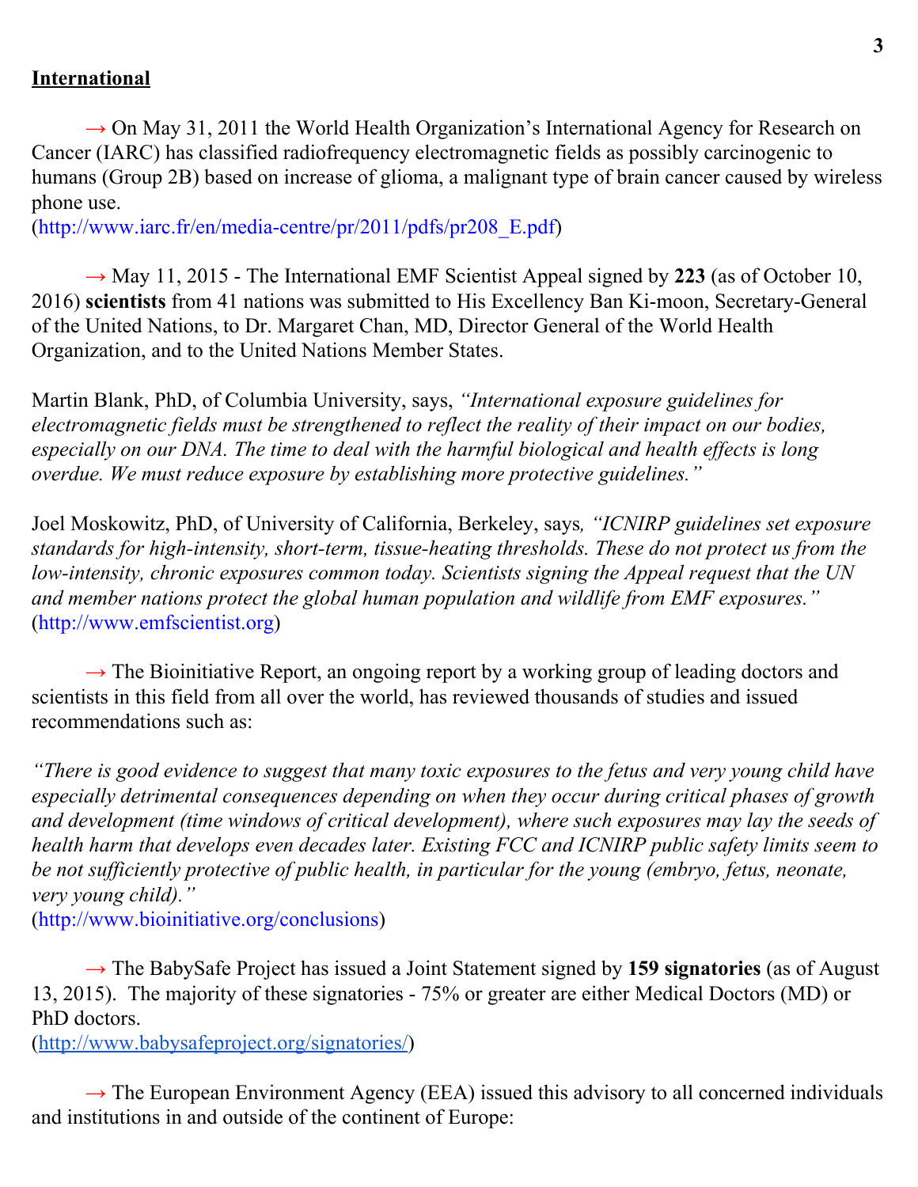**International**

→ On May 31, 2011 the World Health Organization's International Agency for Research on Cancer (IARC) has classified radiofrequency electromagnetic fields as possibly carcinogenic to humans (Group 2B) based on increase of glioma, a malignant type of brain cancer caused by wireless phone use.
(http://www.iarc.fr/en/media-centre/pr/2011/pdfs/pr208_E.pdf)

→ May 11, 2015 - The International EMF Scientist Appeal signed by **223** (as of October 10, 2016) **scientists** from 41 nations was submitted to His Excellency Ban Ki-moon, Secretary-General of the United Nations, to Dr. Margaret Chan, MD, Director General of the World Health Organization, and to the United Nations Member States.

Martin Blank, PhD, of Columbia University, says, *"International exposure guidelines for electromagnetic fields must be strengthened to reflect the reality of their impact on our bodies, especially on our DNA. The time to deal with the harmful biological and health effects is long overdue. We must reduce exposure by establishing more protective guidelines."*

Joel Moskowitz, PhD, of University of California, Berkeley, says, *"ICNIRP guidelines set exposure standards for high-intensity, short-term, tissue-heating thresholds. These do not protect us from the low-intensity, chronic exposures common today. Scientists signing the Appeal request that the UN and member nations protect the global human population and wildlife from EMF exposures."*
(http://www.emfscientist.org)

→ The Bioinitiative Report, an ongoing report by a working group of leading doctors and scientists in this field from all over the world, has reviewed thousands of studies and issued recommendations such as:

*"There is good evidence to suggest that many toxic exposures to the fetus and very young child have especially detrimental consequences depending on when they occur during critical phases of growth and development (time windows of critical development), where such exposures may lay the seeds of health harm that develops even decades later. Existing FCC and ICNIRP public safety limits seem to be not sufficiently protective of public health, in particular for the young (embryo, fetus, neonate, very young child)."*
(http://www.bioinitiative.org/conclusions)

→ The BabySafe Project has issued a Joint Statement signed by **159 signatories** (as of August 13, 2015). The majority of these signatories - 75% or greater are either Medical Doctors (MD) or PhD doctors.
(http://www.babysafeproject.org/signatories/)

→ The European Environment Agency (EEA) issued this advisory to all concerned individuals and institutions in and outside of the continent of Europe: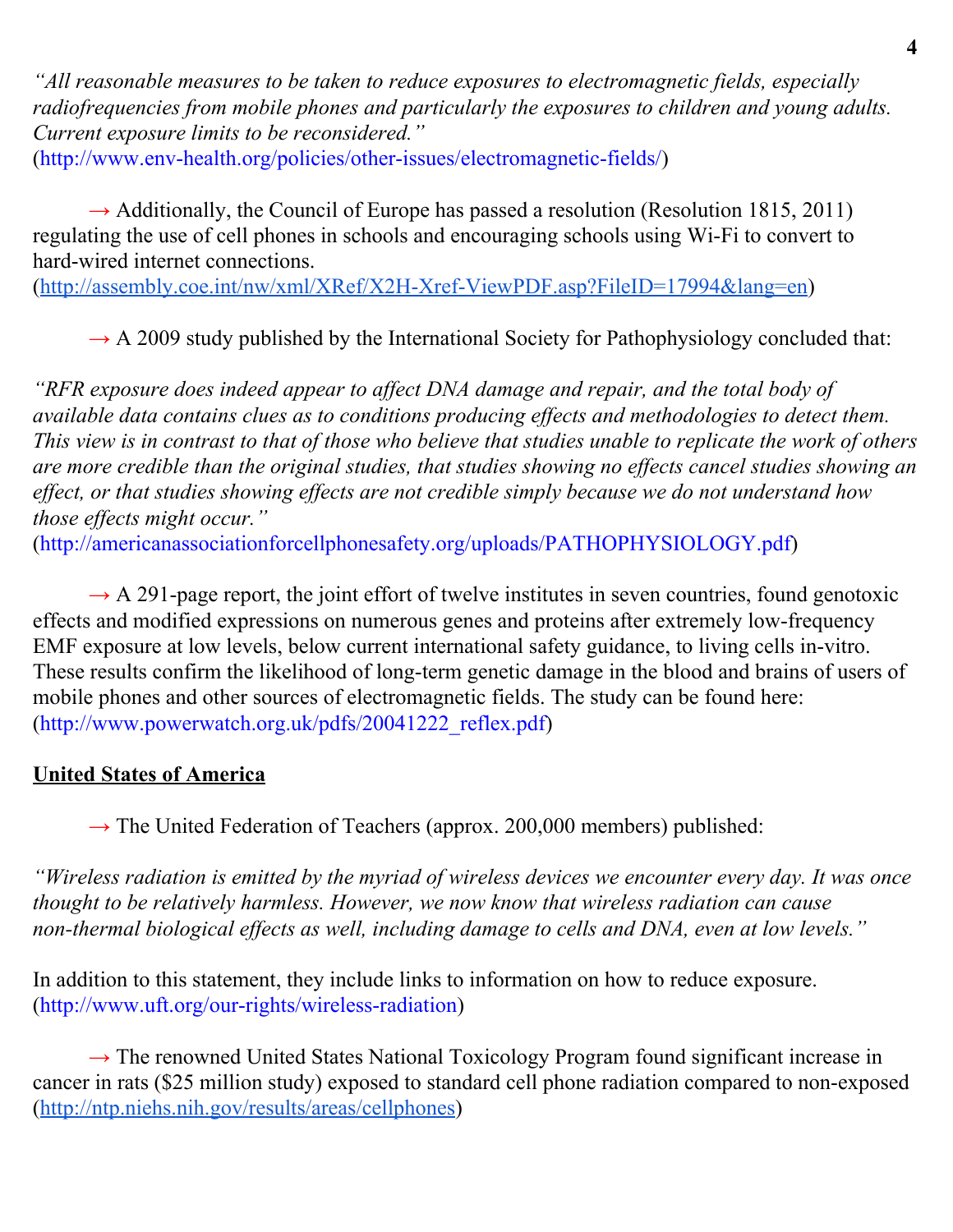*"All reasonable measures to be taken to reduce exposures to electromagnetic fields, especially radiofrequencies from mobile phones and particularly the exposures to children and young adults. Current exposure limits to be reconsidered."*
(http://www.env-health.org/policies/other-issues/electromagnetic-fields/)

→ Additionally, the Council of Europe has passed a resolution (Resolution 1815, 2011) regulating the use of cell phones in schools and encouraging schools using Wi-Fi to convert to hard-wired internet connections.
(http://assembly.coe.int/nw/xml/XRef/X2H-Xref-ViewPDF.asp?FileID=17994&lang=en)

→ A 2009 study published by the International Society for Pathophysiology concluded that:

*"RFR exposure does indeed appear to affect DNA damage and repair, and the total body of available data contains clues as to conditions producing effects and methodologies to detect them. This view is in contrast to that of those who believe that studies unable to replicate the work of others are more credible than the original studies, that studies showing no effects cancel studies showing an effect, or that studies showing effects are not credible simply because we do not understand how those effects might occur."*
(http://americanassociationforcellphonesafety.org/uploads/PATHOPHYSIOLOGY.pdf)

→ A 291-page report, the joint effort of twelve institutes in seven countries, found genotoxic effects and modified expressions on numerous genes and proteins after extremely low-frequency EMF exposure at low levels, below current international safety guidance, to living cells in-vitro. These results confirm the likelihood of long-term genetic damage in the blood and brains of users of mobile phones and other sources of electromagnetic fields. The study can be found here: (http://www.powerwatch.org.uk/pdfs/20041222_reflex.pdf)

**<u>United States of America</u>**

→ The United Federation of Teachers (approx. 200,000 members) published:

*"Wireless radiation is emitted by the myriad of wireless devices we encounter every day. It was once thought to be relatively harmless. However, we now know that wireless radiation can cause non-thermal biological effects as well, including damage to cells and DNA, even at low levels."*

In addition to this statement, they include links to information on how to reduce exposure.
(http://www.uft.org/our-rights/wireless-radiation)

→ The renowned United States National Toxicology Program found significant increase in cancer in rats ($25 million study) exposed to standard cell phone radiation compared to non-exposed (http://ntp.niehs.nih.gov/results/areas/cellphones)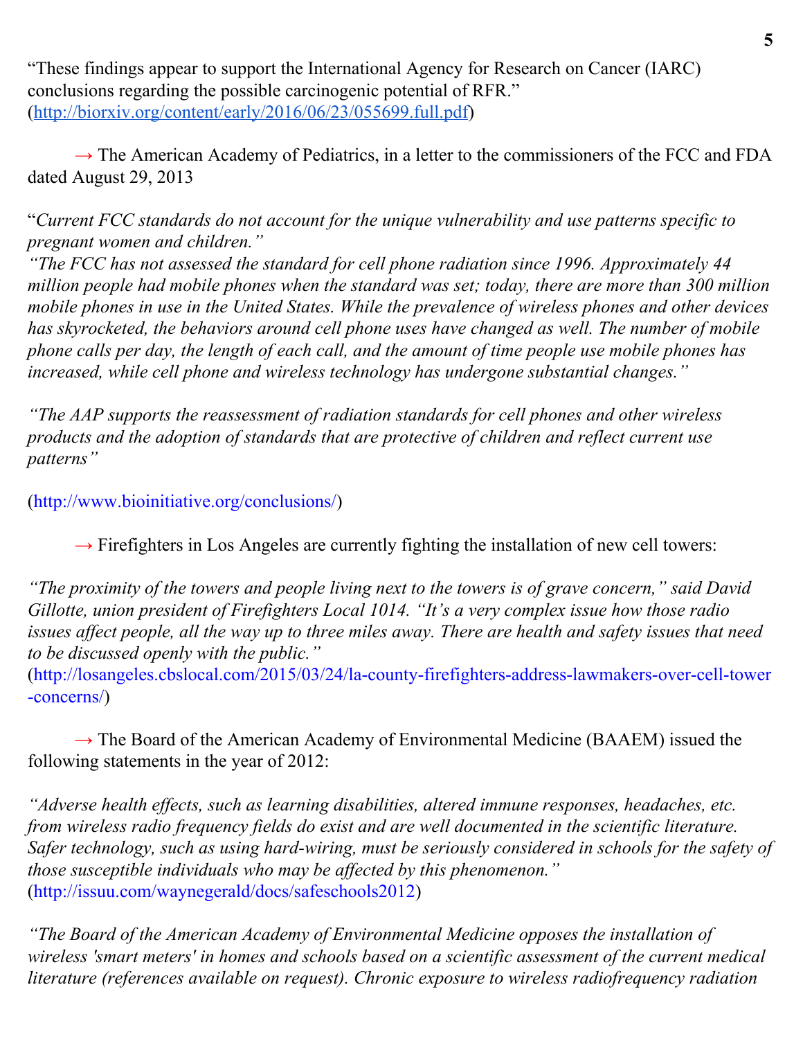"These findings appear to support the International Agency for Research on Cancer (IARC) conclusions regarding the possible carcinogenic potential of RFR." (http://biorxiv.org/content/early/2016/06/23/055699.full.pdf)

→ The American Academy of Pediatrics, in a letter to the commissioners of the FCC and FDA dated August 29, 2013

"*Current FCC standards do not account for the unique vulnerability and use patterns specific to pregnant women and children.*"
*"The FCC has not assessed the standard for cell phone radiation since 1996. Approximately 44 million people had mobile phones when the standard was set; today, there are more than 300 million mobile phones in use in the United States. While the prevalence of wireless phones and other devices has skyrocketed, the behaviors around cell phone uses have changed as well. The number of mobile phone calls per day, the length of each call, and the amount of time people use mobile phones has increased, while cell phone and wireless technology has undergone substantial changes."*

*"The AAP supports the reassessment of radiation standards for cell phones and other wireless products and the adoption of standards that are protective of children and reflect current use patterns"*

(http://www.bioinitiative.org/conclusions/)

→ Firefighters in Los Angeles are currently fighting the installation of new cell towers:

*"The proximity of the towers and people living next to the towers is of grave concern," said David Gillotte, union president of Firefighters Local 1014. "It's a very complex issue how those radio issues affect people, all the way up to three miles away. There are health and safety issues that need to be discussed openly with the public."*
(http://losangeles.cbslocal.com/2015/03/24/la-county-firefighters-address-lawmakers-over-cell-tower-concerns/)

→ The Board of the American Academy of Environmental Medicine (BAAEM) issued the following statements in the year of 2012:

*"Adverse health effects, such as learning disabilities, altered immune responses, headaches, etc. from wireless radio frequency fields do exist and are well documented in the scientific literature. Safer technology, such as using hard-wiring, must be seriously considered in schools for the safety of those susceptible individuals who may be affected by this phenomenon."*
(http://issuu.com/waynegerald/docs/safeschools2012)

*"The Board of the American Academy of Environmental Medicine opposes the installation of wireless 'smart meters' in homes and schools based on a scientific assessment of the current medical literature (references available on request). Chronic exposure to wireless radiofrequency radiation*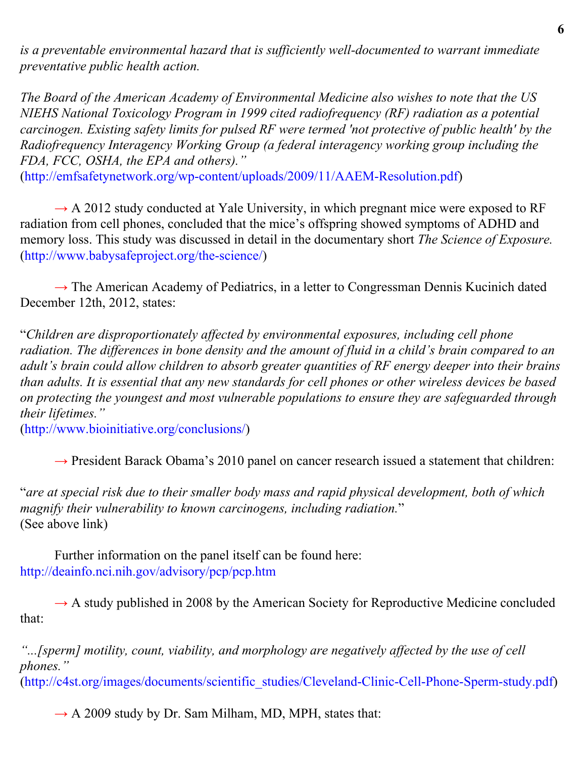*is a preventable environmental hazard that is sufficiently well-documented to warrant immediate preventative public health action.*

*The Board of the American Academy of Environmental Medicine also wishes to note that the US NIEHS National Toxicology Program in 1999 cited radiofrequency (RF) radiation as a potential carcinogen. Existing safety limits for pulsed RF were termed 'not protective of public health' by the Radiofrequency Interagency Working Group (a federal interagency working group including the FDA, FCC, OSHA, the EPA and others)."*
(http://emfsafetynetwork.org/wp-content/uploads/2009/11/AAEM-Resolution.pdf)

→ A 2012 study conducted at Yale University, in which pregnant mice were exposed to RF radiation from cell phones, concluded that the mice's offspring showed symptoms of ADHD and memory loss. This study was discussed in detail in the documentary short *The Science of Exposure.* (http://www.babysafeproject.org/the-science/)

→ The American Academy of Pediatrics, in a letter to Congressman Dennis Kucinich dated December 12th, 2012, states:

"*Children are disproportionately affected by environmental exposures, including cell phone radiation. The differences in bone density and the amount of fluid in a child's brain compared to an adult's brain could allow children to absorb greater quantities of RF energy deeper into their brains than adults. It is essential that any new standards for cell phones or other wireless devices be based on protecting the youngest and most vulnerable populations to ensure they are safeguarded through their lifetimes."*
(http://www.bioinitiative.org/conclusions/)

→ President Barack Obama's 2010 panel on cancer research issued a statement that children:

"*are at special risk due to their smaller body mass and rapid physical development, both of which magnify their vulnerability to known carcinogens, including radiation.*"
(See above link)

Further information on the panel itself can be found here:
http://deainfo.nci.nih.gov/advisory/pcp/pcp.htm

→ A study published in 2008 by the American Society for Reproductive Medicine concluded that:

*"...[sperm] motility, count, viability, and morphology are negatively affected by the use of cell phones."*
(http://c4st.org/images/documents/scientific_studies/Cleveland-Clinic-Cell-Phone-Sperm-study.pdf)

→ A 2009 study by Dr. Sam Milham, MD, MPH, states that: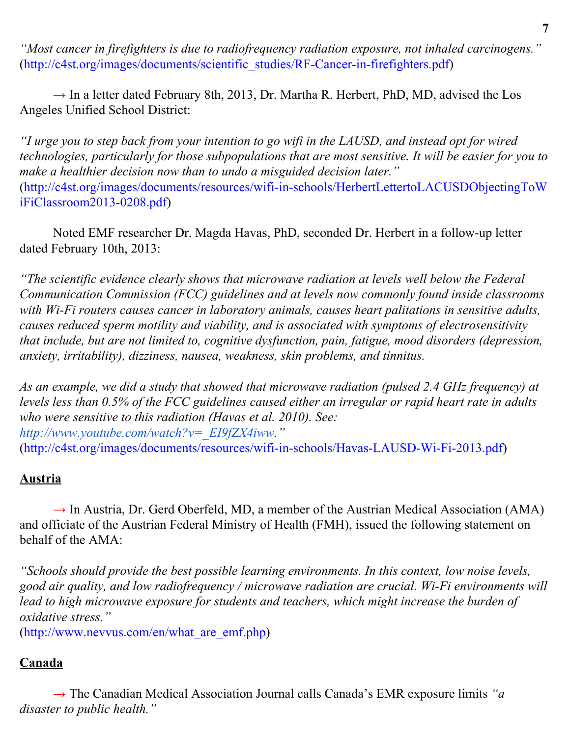*"Most cancer in firefighters is due to radiofrequency radiation exposure, not inhaled carcinogens."* (http://c4st.org/images/documents/scientific_studies/RF-Cancer-in-firefighters.pdf)

→ In a letter dated February 8th, 2013, Dr. Martha R. Herbert, PhD, MD, advised the Los Angeles Unified School District:

*"I urge you to step back from your intention to go wifi in the LAUSD, and instead opt for wired technologies, particularly for those subpopulations that are most sensitive. It will be easier for you to make a healthier decision now than to undo a misguided decision later."* (http://c4st.org/images/documents/resources/wifi-in-schools/HerbertLettertoLACUSDObjectingToWiFiClassroom2013-0208.pdf)

Noted EMF researcher Dr. Magda Havas, PhD, seconded Dr. Herbert in a follow-up letter dated February 10th, 2013:

*"The scientific evidence clearly shows that microwave radiation at levels well below the Federal Communication Commission (FCC) guidelines and at levels now commonly found inside classrooms with Wi-Fi routers causes cancer in laboratory animals, causes heart palitations in sensitive adults, causes reduced sperm motility and viability, and is associated with symptoms of electrosensitivity that include, but are not limited to, cognitive dysfunction, pain, fatigue, mood disorders (depression, anxiety, irritability), dizziness, nausea, weakness, skin problems, and tinnitus.*

*As an example, we did a study that showed that microwave radiation (pulsed 2.4 GHz frequency) at levels less than 0.5% of the FCC guidelines caused either an irregular or rapid heart rate in adults who were sensitive to this radiation (Havas et al. 2010). See: http://www.youtube.com/watch?v=_EI9fZX4iww."* (http://c4st.org/images/documents/resources/wifi-in-schools/Havas-LAUSD-Wi-Fi-2013.pdf)

## Austria

→ In Austria, Dr. Gerd Oberfeld, MD, a member of the Austrian Medical Association (AMA) and officiate of the Austrian Federal Ministry of Health (FMH), issued the following statement on behalf of the AMA:

*"Schools should provide the best possible learning environments. In this context, low noise levels, good air quality, and low radiofrequency / microwave radiation are crucial. Wi-Fi environments will lead to high microwave exposure for students and teachers, which might increase the burden of oxidative stress."* (http://www.nevvus.com/en/what_are_emf.php)

## Canada

→ The Canadian Medical Association Journal calls Canada's EMR exposure limits *"a disaster to public health."*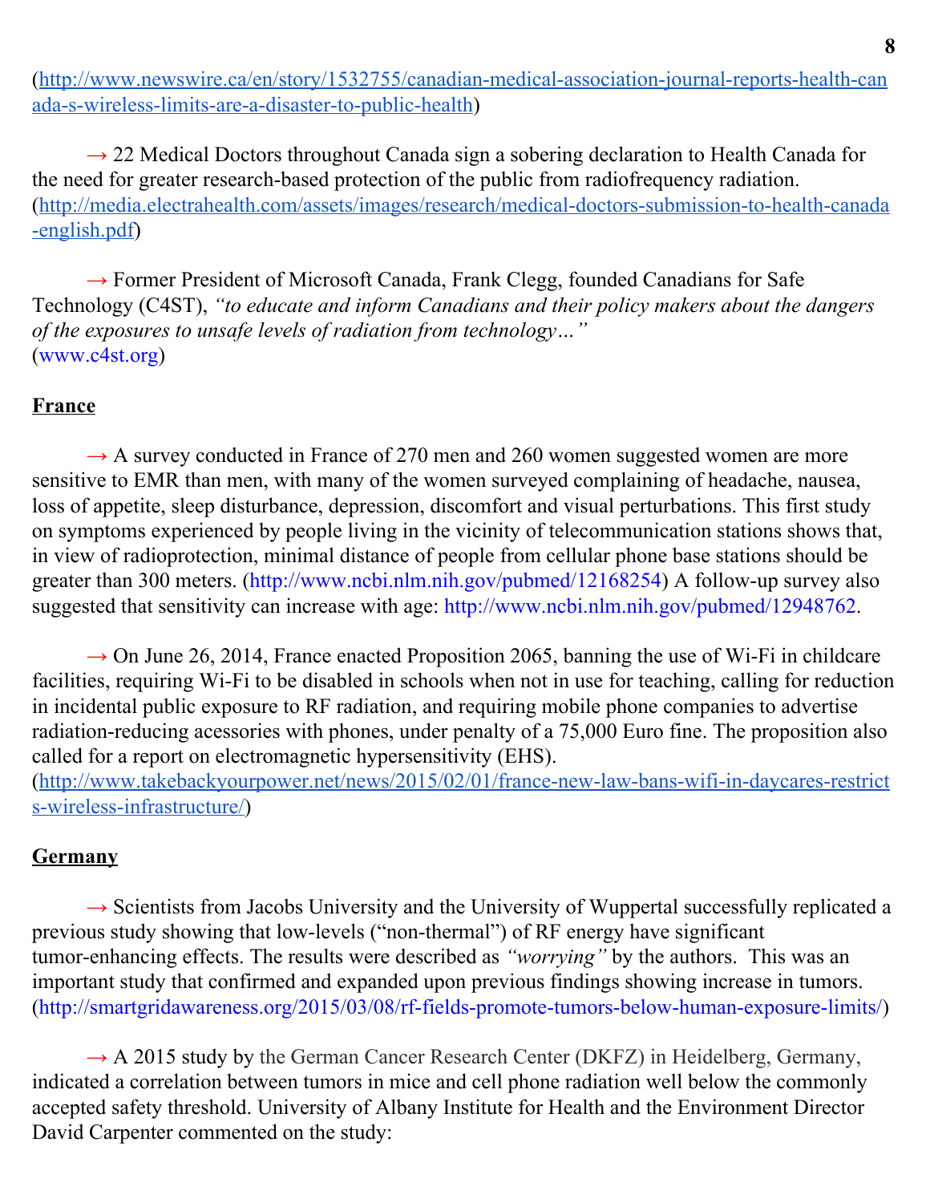(http://www.newswire.ca/en/story/1532755/canadian-medical-association-journal-reports-health-canada-s-wireless-limits-are-a-disaster-to-public-health)

→ 22 Medical Doctors throughout Canada sign a sobering declaration to Health Canada for the need for greater research-based protection of the public from radiofrequency radiation. (http://media.electrahealth.com/assets/images/research/medical-doctors-submission-to-health-canada-english.pdf)

→ Former President of Microsoft Canada, Frank Clegg, founded Canadians for Safe Technology (C4ST), *"to educate and inform Canadians and their policy makers about the dangers of the exposures to unsafe levels of radiation from technology…"* (www.c4st.org)

## France

→ A survey conducted in France of 270 men and 260 women suggested women are more sensitive to EMR than men, with many of the women surveyed complaining of headache, nausea, loss of appetite, sleep disturbance, depression, discomfort and visual perturbations. This first study on symptoms experienced by people living in the vicinity of telecommunication stations shows that, in view of radioprotection, minimal distance of people from cellular phone base stations should be greater than 300 meters. (http://www.ncbi.nlm.nih.gov/pubmed/12168254) A follow-up survey also suggested that sensitivity can increase with age: http://www.ncbi.nlm.nih.gov/pubmed/12948762.

→ On June 26, 2014, France enacted Proposition 2065, banning the use of Wi-Fi in childcare facilities, requiring Wi-Fi to be disabled in schools when not in use for teaching, calling for reduction in incidental public exposure to RF radiation, and requiring mobile phone companies to advertise radiation-reducing acessories with phones, under penalty of a 75,000 Euro fine. The proposition also called for a report on electromagnetic hypersensitivity (EHS). (http://www.takebackyourpower.net/news/2015/02/01/france-new-law-bans-wifi-in-daycares-restricts-wireless-infrastructure/)

## Germany

→ Scientists from Jacobs University and the University of Wuppertal successfully replicated a previous study showing that low-levels ("non-thermal") of RF energy have significant tumor-enhancing effects. The results were described as *"worrying"* by the authors. This was an important study that confirmed and expanded upon previous findings showing increase in tumors. (http://smartgridawareness.org/2015/03/08/rf-fields-promote-tumors-below-human-exposure-limits/)

→ A 2015 study by the German Cancer Research Center (DKFZ) in Heidelberg, Germany, indicated a correlation between tumors in mice and cell phone radiation well below the commonly accepted safety threshold. University of Albany Institute for Health and the Environment Director David Carpenter commented on the study: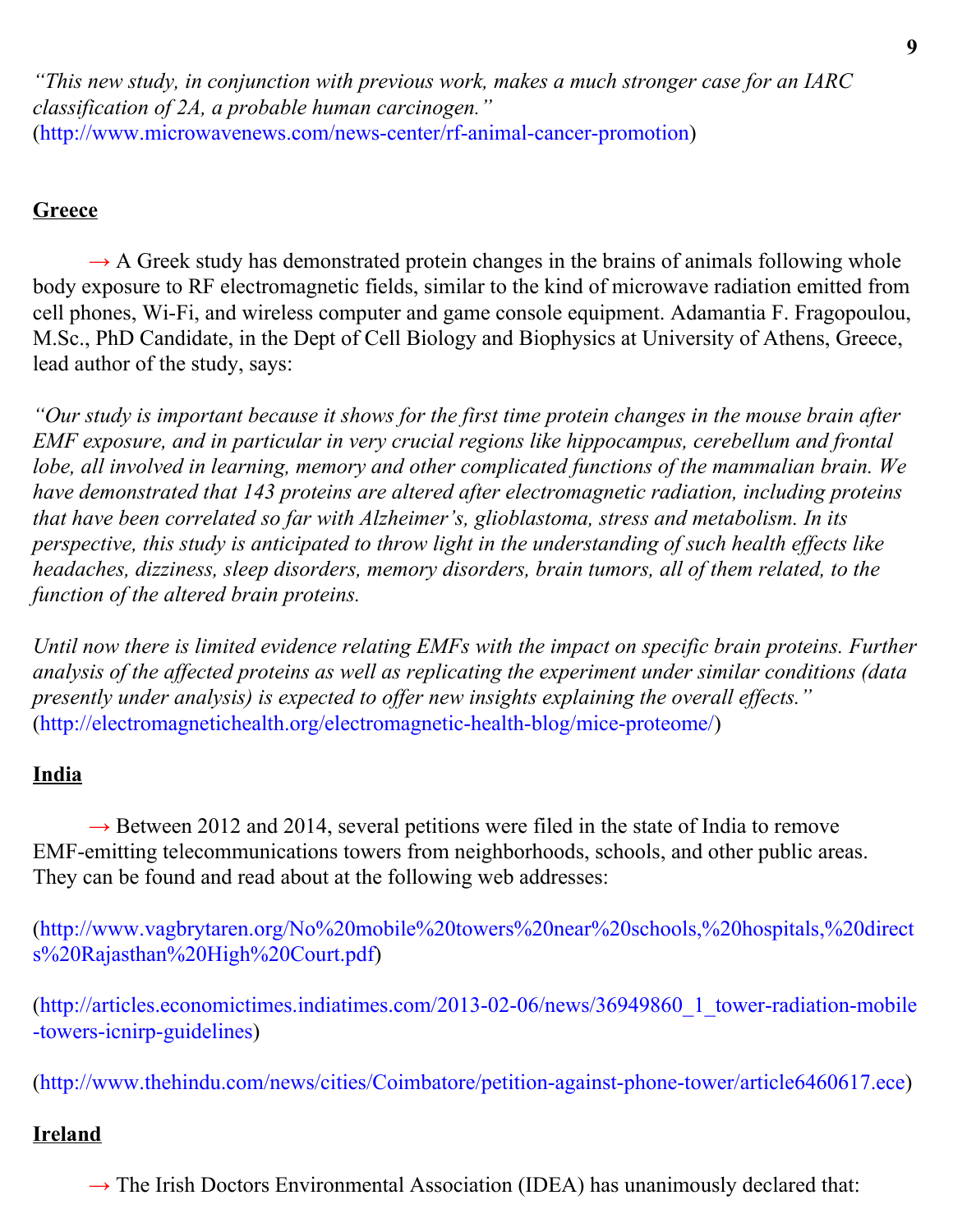*"This new study, in conjunction with previous work, makes a much stronger case for an IARC classification of 2A, a probable human carcinogen."*
(http://www.microwavenews.com/news-center/rf-animal-cancer-promotion)

## Greece

→ A Greek study has demonstrated protein changes in the brains of animals following whole body exposure to RF electromagnetic fields, similar to the kind of microwave radiation emitted from cell phones, Wi-Fi, and wireless computer and game console equipment. Adamantia F. Fragopoulou, M.Sc., PhD Candidate, in the Dept of Cell Biology and Biophysics at University of Athens, Greece, lead author of the study, says:

*"Our study is important because it shows for the first time protein changes in the mouse brain after EMF exposure, and in particular in very crucial regions like hippocampus, cerebellum and frontal lobe, all involved in learning, memory and other complicated functions of the mammalian brain. We have demonstrated that 143 proteins are altered after electromagnetic radiation, including proteins that have been correlated so far with Alzheimer's, glioblastoma, stress and metabolism. In its perspective, this study is anticipated to throw light in the understanding of such health effects like headaches, dizziness, sleep disorders, memory disorders, brain tumors, all of them related, to the function of the altered brain proteins.*

*Until now there is limited evidence relating EMFs with the impact on specific brain proteins. Further analysis of the affected proteins as well as replicating the experiment under similar conditions (data presently under analysis) is expected to offer new insights explaining the overall effects."*
(http://electromagnetichealth.org/electromagnetic-health-blog/mice-proteome/)

## India

→ Between 2012 and 2014, several petitions were filed in the state of India to remove EMF-emitting telecommunications towers from neighborhoods, schools, and other public areas. They can be found and read about at the following web addresses:

(http://www.vagbrytaren.org/No%20mobile%20towers%20near%20schools,%20hospitals,%20directs%20Rajasthan%20High%20Court.pdf)

(http://articles.economictimes.indiatimes.com/2013-02-06/news/36949860_1_tower-radiation-mobile-towers-icnirp-guidelines)

(http://www.thehindu.com/news/cities/Coimbatore/petition-against-phone-tower/article6460617.ece)

## Ireland

→ The Irish Doctors Environmental Association (IDEA) has unanimously declared that: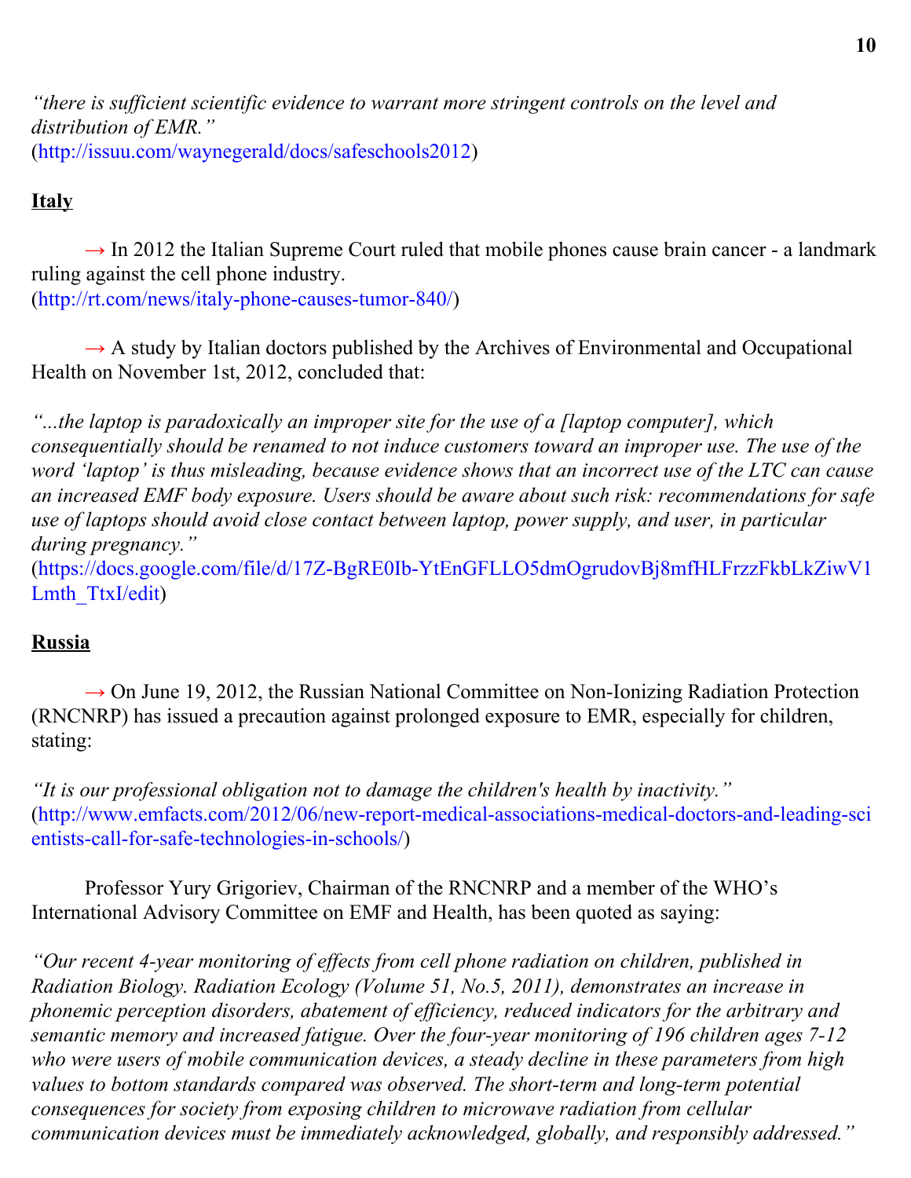*"there is sufficient scientific evidence to warrant more stringent controls on the level and distribution of EMR."*
(http://issuu.com/waynegerald/docs/safeschools2012)

**Italy**

→ In 2012 the Italian Supreme Court ruled that mobile phones cause brain cancer - a landmark ruling against the cell phone industry.
(http://rt.com/news/italy-phone-causes-tumor-840/)

→ A study by Italian doctors published by the Archives of Environmental and Occupational Health on November 1st, 2012, concluded that:

*"...the laptop is paradoxically an improper site for the use of a [laptop computer], which consequentially should be renamed to not induce customers toward an improper use. The use of the word 'laptop' is thus misleading, because evidence shows that an incorrect use of the LTC can cause an increased EMF body exposure. Users should be aware about such risk: recommendations for safe use of laptops should avoid close contact between laptop, power supply, and user, in particular during pregnancy."*
(https://docs.google.com/file/d/17Z-BgRE0Ib-YtEnGFLLO5dmOgrudovBj8mfHLFrzzFkbLkZiwV1Lmth_TtxI/edit)

**Russia**

→ On June 19, 2012, the Russian National Committee on Non-Ionizing Radiation Protection (RNCNRP) has issued a precaution against prolonged exposure to EMR, especially for children, stating:

*"It is our professional obligation not to damage the children's health by inactivity."*
(http://www.emfacts.com/2012/06/new-report-medical-associations-medical-doctors-and-leading-scientists-call-for-safe-technologies-in-schools/)

Professor Yury Grigoriev, Chairman of the RNCNRP and a member of the WHO's International Advisory Committee on EMF and Health, has been quoted as saying:

*"Our recent 4-year monitoring of effects from cell phone radiation on children, published in Radiation Biology. Radiation Ecology (Volume 51, No.5, 2011), demonstrates an increase in phonemic perception disorders, abatement of efficiency, reduced indicators for the arbitrary and semantic memory and increased fatigue. Over the four-year monitoring of 196 children ages 7-12 who were users of mobile communication devices, a steady decline in these parameters from high values to bottom standards compared was observed. The short-term and long-term potential consequences for society from exposing children to microwave radiation from cellular communication devices must be immediately acknowledged, globally, and responsibly addressed."*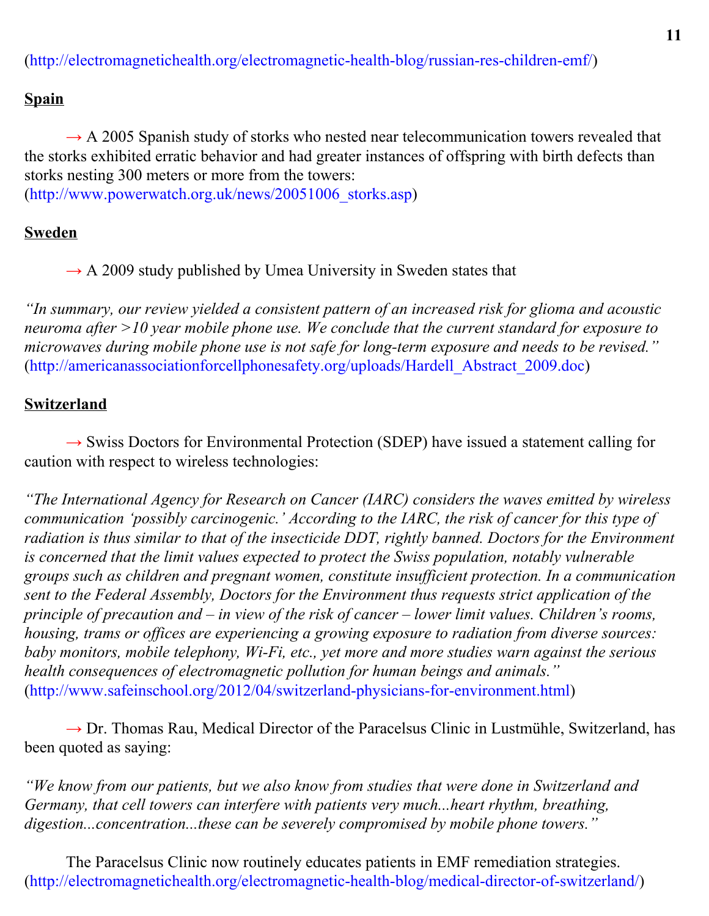(http://electromagnetichealth.org/electromagnetic-health-blog/russian-res-children-emf/)

**Spain**

→ A 2005 Spanish study of storks who nested near telecommunication towers revealed that the storks exhibited erratic behavior and had greater instances of offspring with birth defects than storks nesting 300 meters or more from the towers: (http://www.powerwatch.org.uk/news/20051006_storks.asp)

**Sweden**

→ A 2009 study published by Umea University in Sweden states that

*"In summary, our review yielded a consistent pattern of an increased risk for glioma and acoustic neuroma after >10 year mobile phone use. We conclude that the current standard for exposure to microwaves during mobile phone use is not safe for long-term exposure and needs to be revised."* (http://americanassociationforcellphonesafety.org/uploads/Hardell_Abstract_2009.doc)

**Switzerland**

→ Swiss Doctors for Environmental Protection (SDEP) have issued a statement calling for caution with respect to wireless technologies:

*"The International Agency for Research on Cancer (IARC) considers the waves emitted by wireless communication 'possibly carcinogenic.' According to the IARC, the risk of cancer for this type of radiation is thus similar to that of the insecticide DDT, rightly banned. Doctors for the Environment is concerned that the limit values expected to protect the Swiss population, notably vulnerable groups such as children and pregnant women, constitute insufficient protection. In a communication sent to the Federal Assembly, Doctors for the Environment thus requests strict application of the principle of precaution and – in view of the risk of cancer – lower limit values. Children's rooms, housing, trams or offices are experiencing a growing exposure to radiation from diverse sources: baby monitors, mobile telephony, Wi-Fi, etc., yet more and more studies warn against the serious health consequences of electromagnetic pollution for human beings and animals."* (http://www.safeinschool.org/2012/04/switzerland-physicians-for-environment.html)

→ Dr. Thomas Rau, Medical Director of the Paracelsus Clinic in Lustmühle, Switzerland, has been quoted as saying:

*"We know from our patients, but we also know from studies that were done in Switzerland and Germany, that cell towers can interfere with patients very much...heart rhythm, breathing, digestion...concentration...these can be severely compromised by mobile phone towers."*

The Paracelsus Clinic now routinely educates patients in EMF remediation strategies. (http://electromagnetichealth.org/electromagnetic-health-blog/medical-director-of-switzerland/)